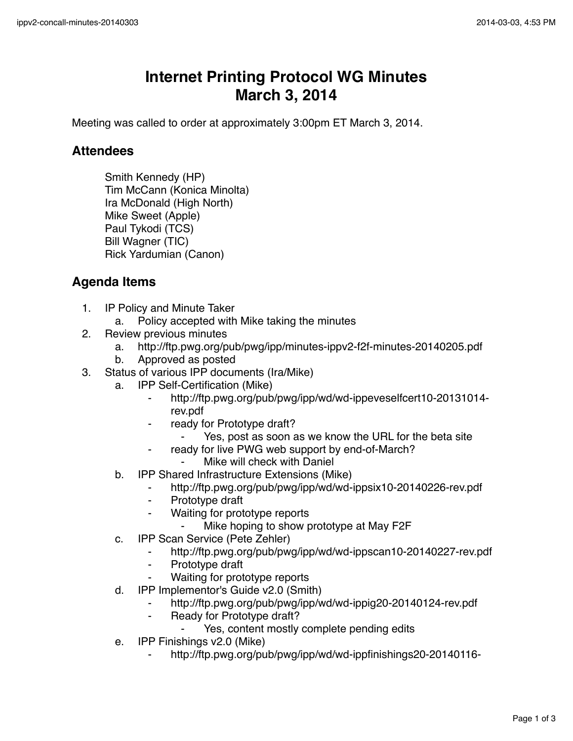# Internet Printing Protocol WG Minutes
# March 3, 2014

Meeting was called to order at approximately 3:00pm ET March 3, 2014.

## Attendees

Smith Kennedy (HP)
Tim McCann (Konica Minolta)
Ira McDonald (High North)
Mike Sweet (Apple)
Paul Tykodi (TCS)
Bill Wagner (TIC)
Rick Yardumian (Canon)

## Agenda Items

1. IP Policy and Minute Taker
   a. Policy accepted with Mike taking the minutes
2. Review previous minutes
   a. http://ftp.pwg.org/pub/pwg/ipp/minutes-ippv2-f2f-minutes-20140205.pdf
   b. Approved as posted
3. Status of various IPP documents (Ira/Mike)
   a. IPP Self-Certification (Mike)
      - http://ftp.pwg.org/pub/pwg/ipp/wd/wd-ippeveselfcert10-20131014-rev.pdf
      - ready for Prototype draft?
        - Yes, post as soon as we know the URL for the beta site
      - ready for live PWG web support by end-of-March?
        - Mike will check with Daniel
   b. IPP Shared Infrastructure Extensions (Mike)
      - http://ftp.pwg.org/pub/pwg/ipp/wd/wd-ippsix10-20140226-rev.pdf
      - Prototype draft
      - Waiting for prototype reports
        - Mike hoping to show prototype at May F2F
   c. IPP Scan Service (Pete Zehler)
      - http://ftp.pwg.org/pub/pwg/ipp/wd/wd-ippscan10-20140227-rev.pdf
      - Prototype draft
      - Waiting for prototype reports
   d. IPP Implementor's Guide v2.0 (Smith)
      - http://ftp.pwg.org/pub/pwg/ipp/wd/wd-ippig20-20140124-rev.pdf
      - Ready for Prototype draft?
        - Yes, content mostly complete pending edits
   e. IPP Finishings v2.0 (Mike)
      - http://ftp.pwg.org/pub/pwg/ipp/wd/wd-ippfinishings20-20140116-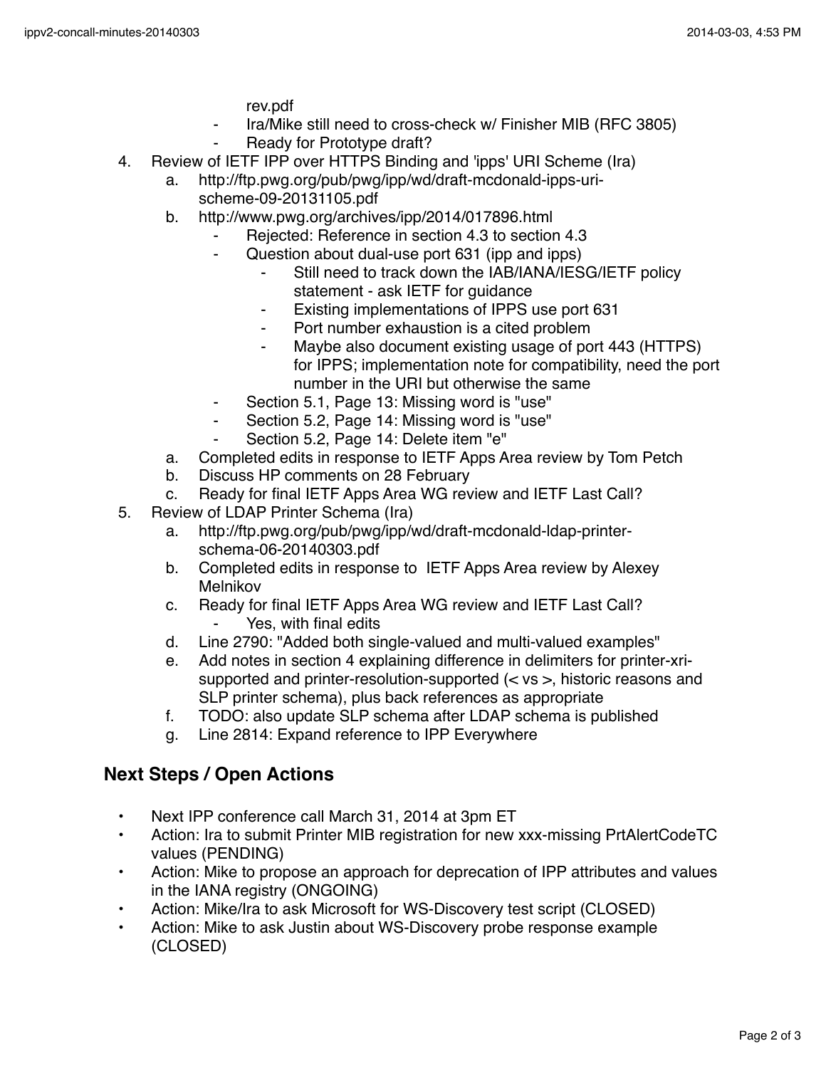rev.pdf
  - Ira/Mike still need to cross-check w/ Finisher MIB (RFC 3805)
  - Ready for Prototype draft?

4. Review of IETF IPP over HTTPS Binding and 'ipps' URI Scheme (Ira)
   a. http://ftp.pwg.org/pub/pwg/ipp/wd/draft-mcdonald-ipps-uri-scheme-09-20131105.pdf
   b. http://www.pwg.org/archives/ipp/2014/017896.html
      - Rejected: Reference in section 4.3 to section 4.3
      - Question about dual-use port 631 (ipp and ipps)
        - Still need to track down the IAB/IANA/IESG/IETF policy statement - ask IETF for guidance
        - Existing implementations of IPPS use port 631
        - Port number exhaustion is a cited problem
        - Maybe also document existing usage of port 443 (HTTPS) for IPPS; implementation note for compatibility, need the port number in the URI but otherwise the same
      - Section 5.1, Page 13: Missing word is "use"
      - Section 5.2, Page 14: Missing word is "use"
      - Section 5.2, Page 14: Delete item "e"
   a. Completed edits in response to IETF Apps Area review by Tom Petch
   b. Discuss HP comments on 28 February
   c. Ready for final IETF Apps Area WG review and IETF Last Call?

5. Review of LDAP Printer Schema (Ira)
   a. http://ftp.pwg.org/pub/pwg/ipp/wd/draft-mcdonald-ldap-printer-schema-06-20140303.pdf
   b. Completed edits in response to IETF Apps Area review by Alexey Melnikov
   c. Ready for final IETF Apps Area WG review and IETF Last Call?
      - Yes, with final edits
   d. Line 2790: "Added both single-valued and multi-valued examples"
   e. Add notes in section 4 explaining difference in delimiters for printer-xri-supported and printer-resolution-supported (< vs >, historic reasons and SLP printer schema), plus back references as appropriate
   f. TODO: also update SLP schema after LDAP schema is published
   g. Line 2814: Expand reference to IPP Everywhere

## Next Steps / Open Actions

- Next IPP conference call March 31, 2014 at 3pm ET
- Action: Ira to submit Printer MIB registration for new xxx-missing PrtAlertCodeTC values (PENDING)
- Action: Mike to propose an approach for deprecation of IPP attributes and values in the IANA registry (ONGOING)
- Action: Mike/Ira to ask Microsoft for WS-Discovery test script (CLOSED)
- Action: Mike to ask Justin about WS-Discovery probe response example (CLOSED)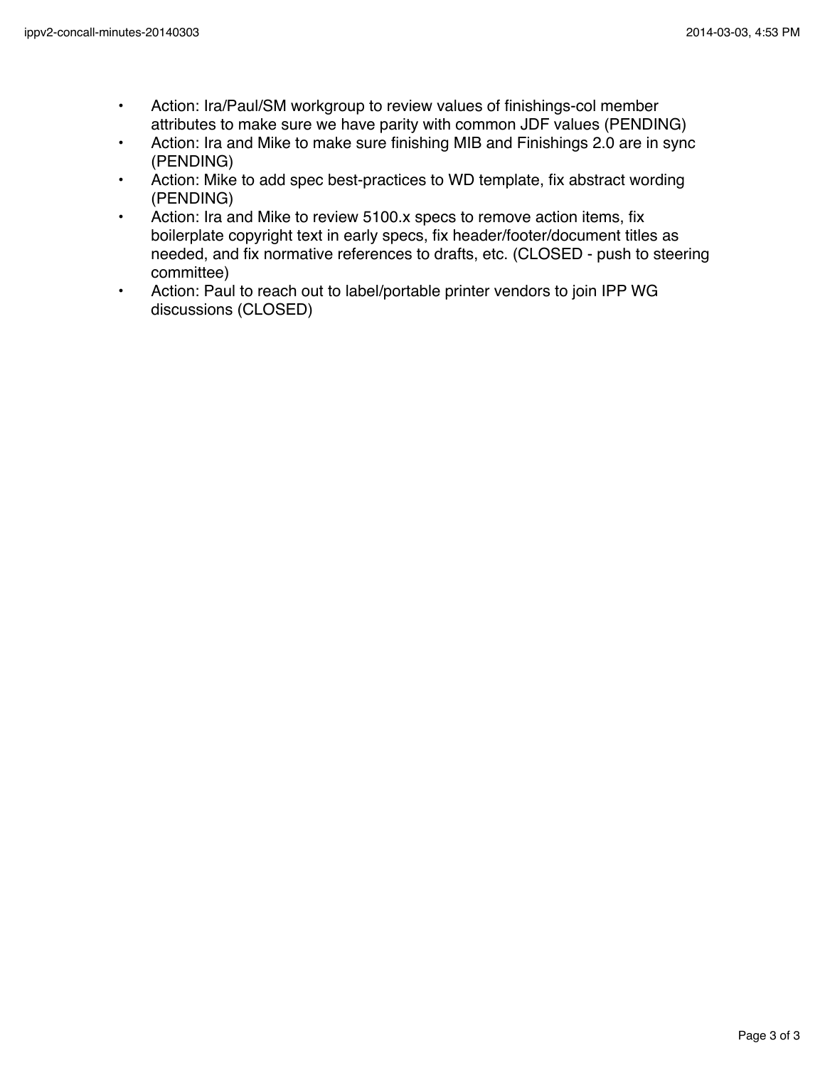- Action: Ira/Paul/SM workgroup to review values of finishings-col member attributes to make sure we have parity with common JDF values (PENDING)
- Action: Ira and Mike to make sure finishing MIB and Finishings 2.0 are in sync (PENDING)
- Action: Mike to add spec best-practices to WD template, fix abstract wording (PENDING)
- Action: Ira and Mike to review 5100.x specs to remove action items, fix boilerplate copyright text in early specs, fix header/footer/document titles as needed, and fix normative references to drafts, etc. (CLOSED - push to steering committee)
- Action: Paul to reach out to label/portable printer vendors to join IPP WG discussions (CLOSED)